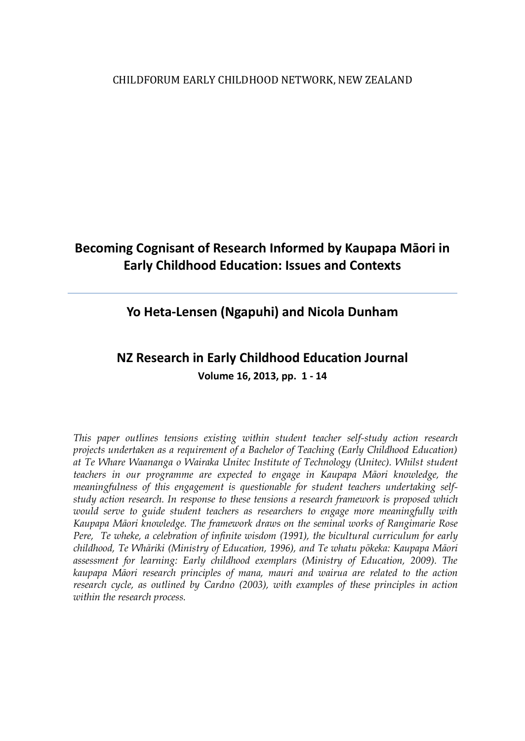CHILDFORUM EARLY CHILDHOOD NETWORK, NEW ZEALAND

# Becoming Cognisant of Research Informed by Kaupapa Māori in Early Childhood Education: Issues and Contexts

## Yo Heta-Lensen (Ngapuhi) and Nicola Dunham

## NZ Research in Early Childhood Education Journal

**Volume 16, 2013, pp. 1 - 14**

*This paper outlines tensions existing within student teacher self-study action research projects undertaken as a requirement of a Bachelor of Teaching (Early Childhood Education) at Te Whare Waananga o Wairaka Unitec Institute of Technology (Unitec). Whilst student teachers in our programme are expected to engage in Kaupapa Māori knowledge, the meaningfulness of this engagement is questionable for student teachers undertaking self-study action research. In response to these tensions a research framework is proposed which would serve to guide student teachers as researchers to engage more meaningfully with Kaupapa Māori knowledge. The framework draws on the seminal works of Rangimarie Rose Pere, Te wheke, a celebration of infinite wisdom (1991), the bicultural curriculum for early childhood, Te Whāriki (Ministry of Education, 1996), and Te whatu pōkeka: Kaupapa Māori assessment for learning: Early childhood exemplars (Ministry of Education, 2009). The kaupapa Māori research principles of mana, mauri and wairua are related to the action research cycle, as outlined by Cardno (2003), with examples of these principles in action within the research process.*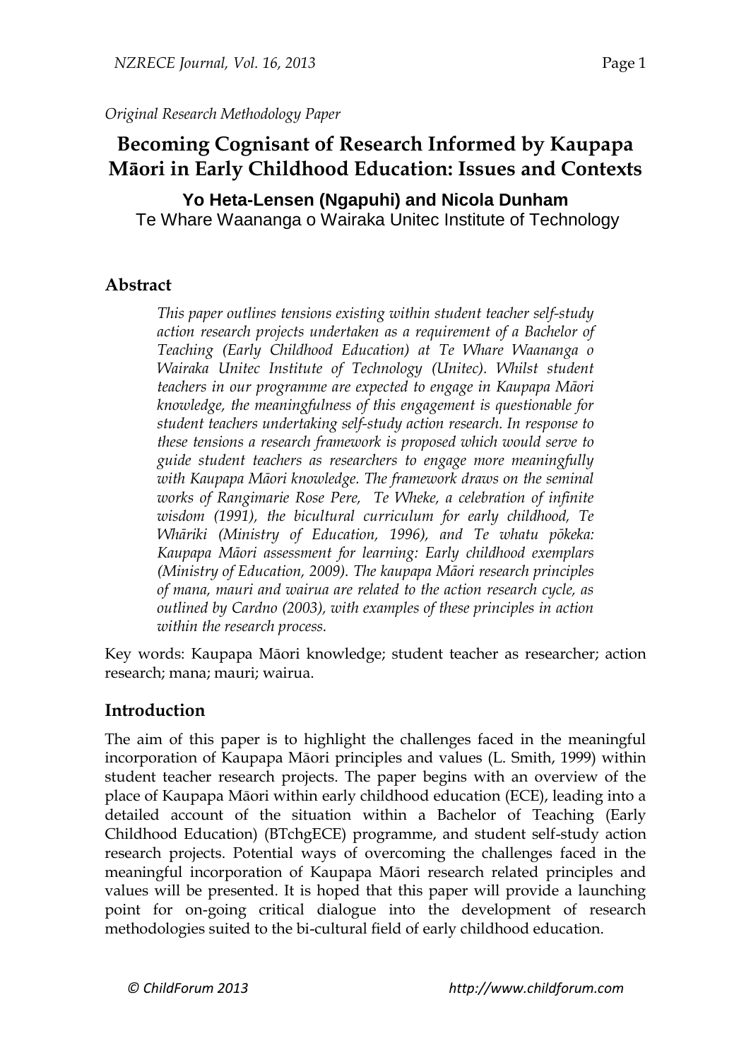*Original Research Methodology Paper*

# Becoming Cognisant of Research Informed by Kaupapa Māori in Early Childhood Education: Issues and Contexts

**Yo Heta-Lensen (Ngapuhi) and Nicola Dunham**
Te Whare Waananga o Wairaka Unitec Institute of Technology

## Abstract

*This paper outlines tensions existing within student teacher self-study action research projects undertaken as a requirement of a Bachelor of Teaching (Early Childhood Education) at Te Whare Waananga o Wairaka Unitec Institute of Technology (Unitec). Whilst student teachers in our programme are expected to engage in Kaupapa Māori knowledge, the meaningfulness of this engagement is questionable for student teachers undertaking self-study action research. In response to these tensions a research framework is proposed which would serve to guide student teachers as researchers to engage more meaningfully with Kaupapa Māori knowledge. The framework draws on the seminal works of Rangimarie Rose Pere, Te Wheke, a celebration of infinite wisdom (1991), the bicultural curriculum for early childhood, Te Whāriki (Ministry of Education, 1996), and Te whatu pōkeka: Kaupapa Māori assessment for learning: Early childhood exemplars (Ministry of Education, 2009). The kaupapa Māori research principles of mana, mauri and wairua are related to the action research cycle, as outlined by Cardno (2003), with examples of these principles in action within the research process.*

Key words: Kaupapa Māori knowledge; student teacher as researcher; action research; mana; mauri; wairua.

## Introduction

The aim of this paper is to highlight the challenges faced in the meaningful incorporation of Kaupapa Māori principles and values (L. Smith, 1999) within student teacher research projects. The paper begins with an overview of the place of Kaupapa Māori within early childhood education (ECE), leading into a detailed account of the situation within a Bachelor of Teaching (Early Childhood Education) (BTchgECE) programme, and student self-study action research projects. Potential ways of overcoming the challenges faced in the meaningful incorporation of Kaupapa Māori research related principles and values will be presented. It is hoped that this paper will provide a launching point for on-going critical dialogue into the development of research methodologies suited to the bi-cultural field of early childhood education.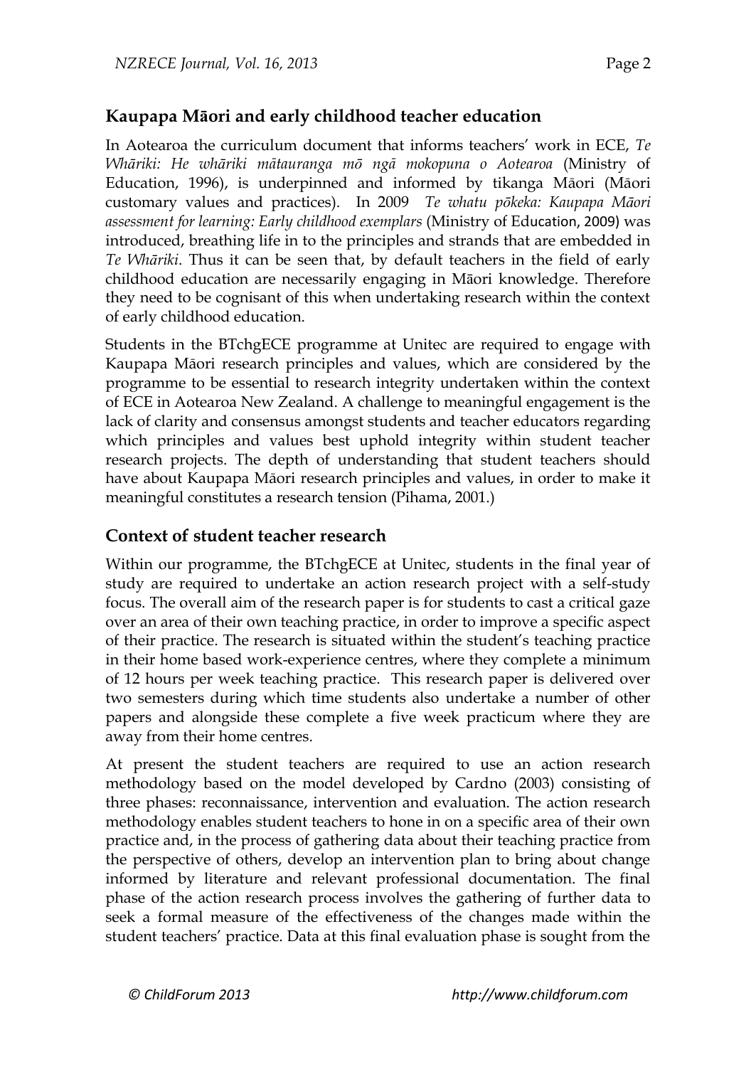## Kaupapa Māori and early childhood teacher education

In Aotearoa the curriculum document that informs teachers' work in ECE, *Te Whāriki: He whāriki mātauranga mō ngā mokopuna o Aotearoa* (Ministry of Education, 1996), is underpinned and informed by tikanga Māori (Māori customary values and practices). In 2009 *Te whatu pōkeka: Kaupapa Māori assessment for learning: Early childhood exemplars* (Ministry of Education, 2009) was introduced, breathing life in to the principles and strands that are embedded in *Te Whāriki*. Thus it can be seen that, by default teachers in the field of early childhood education are necessarily engaging in Māori knowledge. Therefore they need to be cognisant of this when undertaking research within the context of early childhood education.

Students in the BTchgECE programme at Unitec are required to engage with Kaupapa Māori research principles and values, which are considered by the programme to be essential to research integrity undertaken within the context of ECE in Aotearoa New Zealand. A challenge to meaningful engagement is the lack of clarity and consensus amongst students and teacher educators regarding which principles and values best uphold integrity within student teacher research projects. The depth of understanding that student teachers should have about Kaupapa Māori research principles and values, in order to make it meaningful constitutes a research tension (Pihama, 2001.)

## Context of student teacher research

Within our programme, the BTchgECE at Unitec, students in the final year of study are required to undertake an action research project with a self-study focus. The overall aim of the research paper is for students to cast a critical gaze over an area of their own teaching practice, in order to improve a specific aspect of their practice. The research is situated within the student's teaching practice in their home based work-experience centres, where they complete a minimum of 12 hours per week teaching practice. This research paper is delivered over two semesters during which time students also undertake a number of other papers and alongside these complete a five week practicum where they are away from their home centres.

At present the student teachers are required to use an action research methodology based on the model developed by Cardno (2003) consisting of three phases: reconnaissance, intervention and evaluation. The action research methodology enables student teachers to hone in on a specific area of their own practice and, in the process of gathering data about their teaching practice from the perspective of others, develop an intervention plan to bring about change informed by literature and relevant professional documentation. The final phase of the action research process involves the gathering of further data to seek a formal measure of the effectiveness of the changes made within the student teachers' practice. Data at this final evaluation phase is sought from the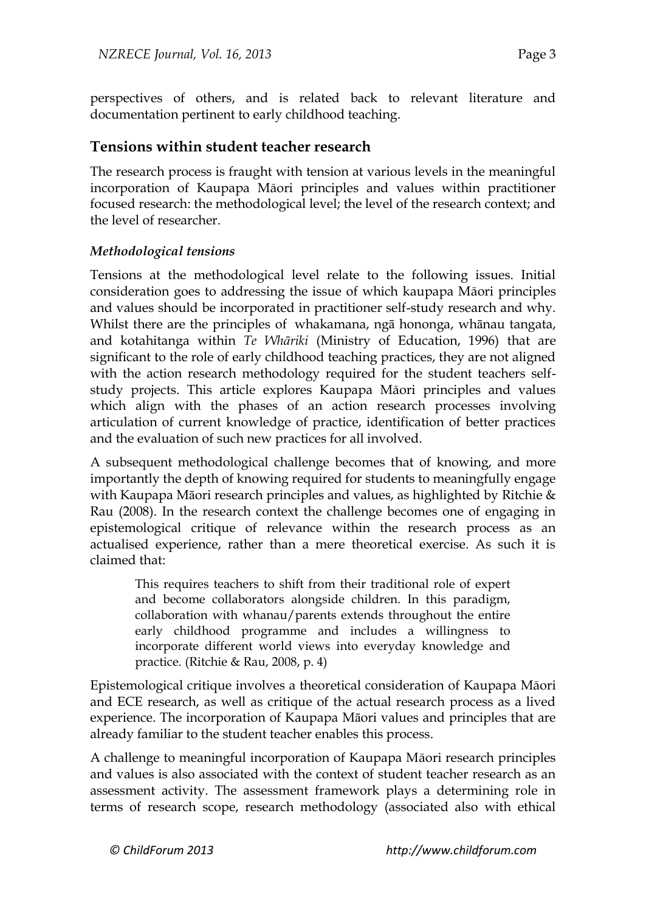perspectives of others, and is related back to relevant literature and documentation pertinent to early childhood teaching.

## Tensions within student teacher research

The research process is fraught with tension at various levels in the meaningful incorporation of Kaupapa Māori principles and values within practitioner focused research: the methodological level; the level of the research context; and the level of researcher.

### *Methodological tensions*

Tensions at the methodological level relate to the following issues. Initial consideration goes to addressing the issue of which kaupapa Māori principles and values should be incorporated in practitioner self-study research and why. Whilst there are the principles of whakamana, ngā hononga, whānau tangata, and kotahitanga within *Te Whāriki* (Ministry of Education, 1996) that are significant to the role of early childhood teaching practices, they are not aligned with the action research methodology required for the student teachers self-study projects. This article explores Kaupapa Māori principles and values which align with the phases of an action research processes involving articulation of current knowledge of practice, identification of better practices and the evaluation of such new practices for all involved.

A subsequent methodological challenge becomes that of knowing, and more importantly the depth of knowing required for students to meaningfully engage with Kaupapa Māori research principles and values, as highlighted by Ritchie & Rau (2008). In the research context the challenge becomes one of engaging in epistemological critique of relevance within the research process as an actualised experience, rather than a mere theoretical exercise. As such it is claimed that:

> This requires teachers to shift from their traditional role of expert and become collaborators alongside children. In this paradigm, collaboration with whanau/parents extends throughout the entire early childhood programme and includes a willingness to incorporate different world views into everyday knowledge and practice. (Ritchie & Rau, 2008, p. 4)

Epistemological critique involves a theoretical consideration of Kaupapa Māori and ECE research, as well as critique of the actual research process as a lived experience. The incorporation of Kaupapa Māori values and principles that are already familiar to the student teacher enables this process.

A challenge to meaningful incorporation of Kaupapa Māori research principles and values is also associated with the context of student teacher research as an assessment activity. The assessment framework plays a determining role in terms of research scope, research methodology (associated also with ethical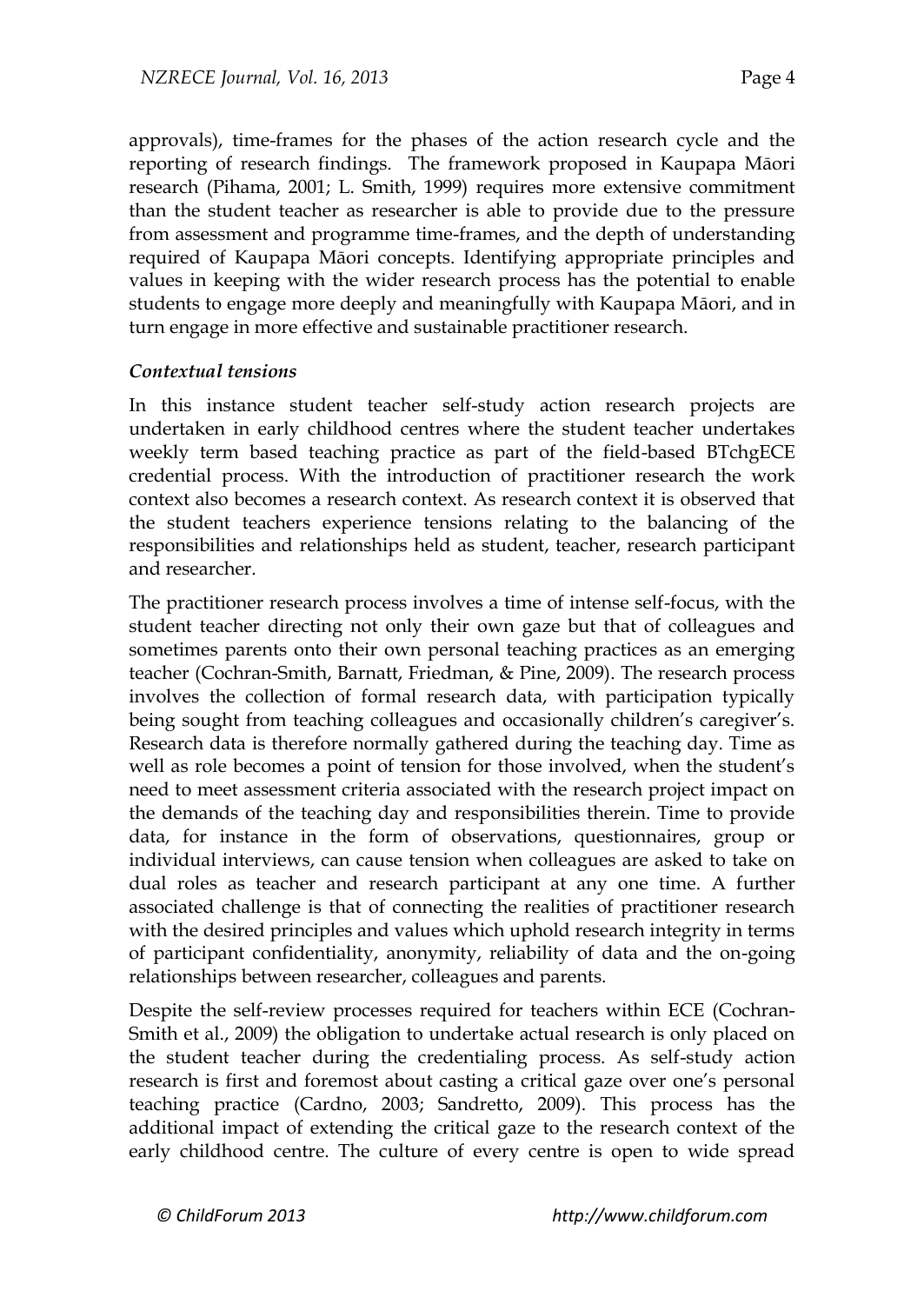approvals), time-frames for the phases of the action research cycle and the reporting of research findings. The framework proposed in Kaupapa Māori research (Pihama, 2001; L. Smith, 1999) requires more extensive commitment than the student teacher as researcher is able to provide due to the pressure from assessment and programme time-frames, and the depth of understanding required of Kaupapa Māori concepts. Identifying appropriate principles and values in keeping with the wider research process has the potential to enable students to engage more deeply and meaningfully with Kaupapa Māori, and in turn engage in more effective and sustainable practitioner research.

### *Contextual tensions*

In this instance student teacher self-study action research projects are undertaken in early childhood centres where the student teacher undertakes weekly term based teaching practice as part of the field-based BTchgECE credential process. With the introduction of practitioner research the work context also becomes a research context. As research context it is observed that the student teachers experience tensions relating to the balancing of the responsibilities and relationships held as student, teacher, research participant and researcher.

The practitioner research process involves a time of intense self-focus, with the student teacher directing not only their own gaze but that of colleagues and sometimes parents onto their own personal teaching practices as an emerging teacher (Cochran-Smith, Barnatt, Friedman, & Pine, 2009). The research process involves the collection of formal research data, with participation typically being sought from teaching colleagues and occasionally children's caregiver's. Research data is therefore normally gathered during the teaching day. Time as well as role becomes a point of tension for those involved, when the student's need to meet assessment criteria associated with the research project impact on the demands of the teaching day and responsibilities therein. Time to provide data, for instance in the form of observations, questionnaires, group or individual interviews, can cause tension when colleagues are asked to take on dual roles as teacher and research participant at any one time. A further associated challenge is that of connecting the realities of practitioner research with the desired principles and values which uphold research integrity in terms of participant confidentiality, anonymity, reliability of data and the on-going relationships between researcher, colleagues and parents.

Despite the self-review processes required for teachers within ECE (Cochran-Smith et al., 2009) the obligation to undertake actual research is only placed on the student teacher during the credentialing process. As self-study action research is first and foremost about casting a critical gaze over one's personal teaching practice (Cardno, 2003; Sandretto, 2009). This process has the additional impact of extending the critical gaze to the research context of the early childhood centre. The culture of every centre is open to wide spread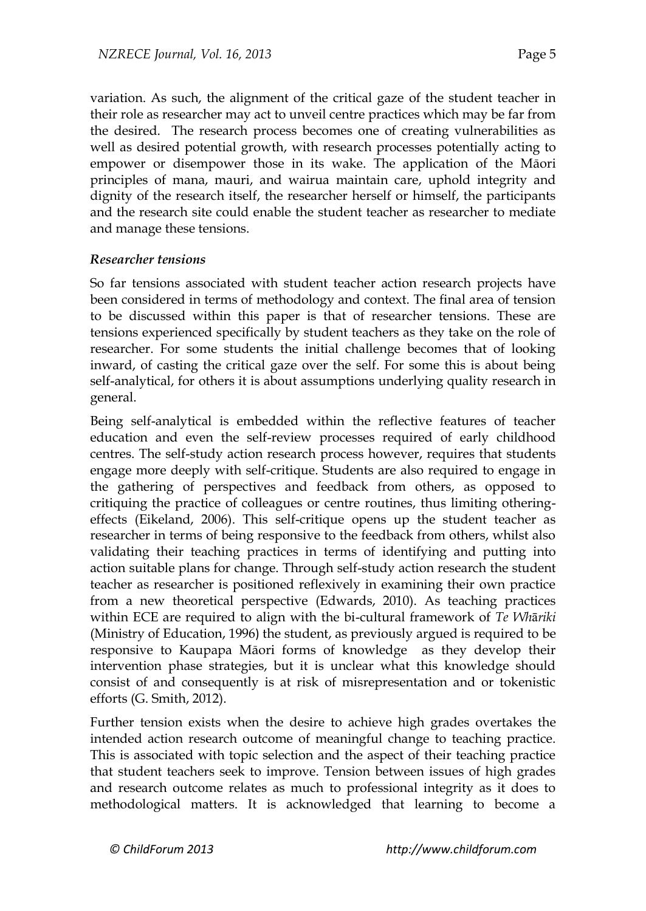variation. As such, the alignment of the critical gaze of the student teacher in their role as researcher may act to unveil centre practices which may be far from the desired. The research process becomes one of creating vulnerabilities as well as desired potential growth, with research processes potentially acting to empower or disempower those in its wake. The application of the Māori principles of mana, mauri, and wairua maintain care, uphold integrity and dignity of the research itself, the researcher herself or himself, the participants and the research site could enable the student teacher as researcher to mediate and manage these tensions.

***Researcher tensions***

So far tensions associated with student teacher action research projects have been considered in terms of methodology and context. The final area of tension to be discussed within this paper is that of researcher tensions. These are tensions experienced specifically by student teachers as they take on the role of researcher. For some students the initial challenge becomes that of looking inward, of casting the critical gaze over the self. For some this is about being self-analytical, for others it is about assumptions underlying quality research in general.

Being self-analytical is embedded within the reflective features of teacher education and even the self-review processes required of early childhood centres. The self-study action research process however, requires that students engage more deeply with self-critique. Students are also required to engage in the gathering of perspectives and feedback from others, as opposed to critiquing the practice of colleagues or centre routines, thus limiting othering-effects (Eikeland, 2006). This self-critique opens up the student teacher as researcher in terms of being responsive to the feedback from others, whilst also validating their teaching practices in terms of identifying and putting into action suitable plans for change. Through self-study action research the student teacher as researcher is positioned reflexively in examining their own practice from a new theoretical perspective (Edwards, 2010). As teaching practices within ECE are required to align with the bi-cultural framework of *Te Whāriki* (Ministry of Education, 1996) the student, as previously argued is required to be responsive to Kaupapa Māori forms of knowledge as they develop their intervention phase strategies, but it is unclear what this knowledge should consist of and consequently is at risk of misrepresentation and or tokenistic efforts (G. Smith, 2012).

Further tension exists when the desire to achieve high grades overtakes the intended action research outcome of meaningful change to teaching practice. This is associated with topic selection and the aspect of their teaching practice that student teachers seek to improve. Tension between issues of high grades and research outcome relates as much to professional integrity as it does to methodological matters. It is acknowledged that learning to become a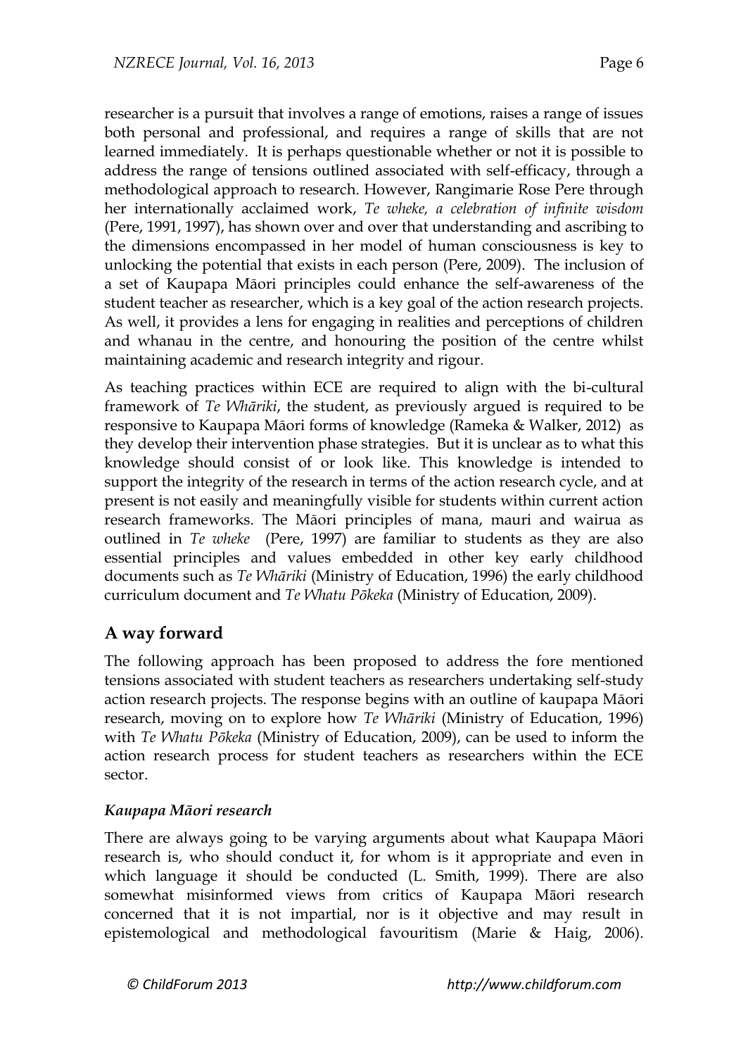researcher is a pursuit that involves a range of emotions, raises a range of issues both personal and professional, and requires a range of skills that are not learned immediately. It is perhaps questionable whether or not it is possible to address the range of tensions outlined associated with self-efficacy, through a methodological approach to research. However, Rangimarie Rose Pere through her internationally acclaimed work, *Te wheke, a celebration of infinite wisdom* (Pere, 1991, 1997), has shown over and over that understanding and ascribing to the dimensions encompassed in her model of human consciousness is key to unlocking the potential that exists in each person (Pere, 2009). The inclusion of a set of Kaupapa Māori principles could enhance the self-awareness of the student teacher as researcher, which is a key goal of the action research projects. As well, it provides a lens for engaging in realities and perceptions of children and whanau in the centre, and honouring the position of the centre whilst maintaining academic and research integrity and rigour.

As teaching practices within ECE are required to align with the bi-cultural framework of *Te Whāriki*, the student, as previously argued is required to be responsive to Kaupapa Māori forms of knowledge (Rameka & Walker, 2012) as they develop their intervention phase strategies. But it is unclear as to what this knowledge should consist of or look like. This knowledge is intended to support the integrity of the research in terms of the action research cycle, and at present is not easily and meaningfully visible for students within current action research frameworks. The Māori principles of mana, mauri and wairua as outlined in *Te wheke* (Pere, 1997) are familiar to students as they are also essential principles and values embedded in other key early childhood documents such as *Te Whāriki* (Ministry of Education, 1996) the early childhood curriculum document and *Te Whatu Pōkeka* (Ministry of Education, 2009).

## A way forward

The following approach has been proposed to address the fore mentioned tensions associated with student teachers as researchers undertaking self-study action research projects. The response begins with an outline of kaupapa Māori research, moving on to explore how *Te Whāriki* (Ministry of Education, 1996) with *Te Whatu Pōkeka* (Ministry of Education, 2009), can be used to inform the action research process for student teachers as researchers within the ECE sector.

### *Kaupapa Māori research*

There are always going to be varying arguments about what Kaupapa Māori research is, who should conduct it, for whom is it appropriate and even in which language it should be conducted (L. Smith, 1999). There are also somewhat misinformed views from critics of Kaupapa Māori research concerned that it is not impartial, nor is it objective and may result in epistemological and methodological favouritism (Marie & Haig, 2006).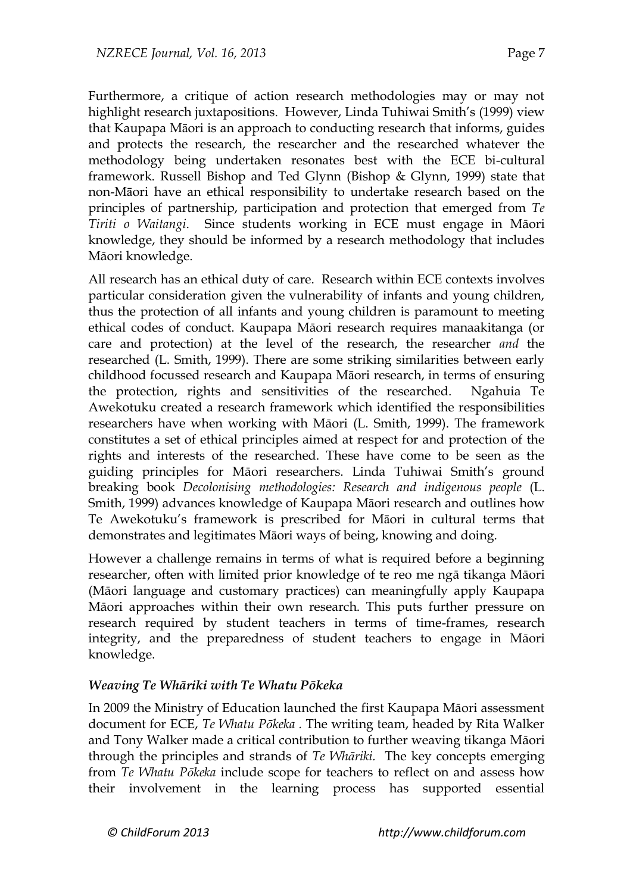Furthermore, a critique of action research methodologies may or may not highlight research juxtapositions. However, Linda Tuhiwai Smith's (1999) view that Kaupapa Māori is an approach to conducting research that informs, guides and protects the research, the researcher and the researched whatever the methodology being undertaken resonates best with the ECE bi-cultural framework. Russell Bishop and Ted Glynn (Bishop & Glynn, 1999) state that non-Māori have an ethical responsibility to undertake research based on the principles of partnership, participation and protection that emerged from *Te Tiriti o Waitangi*. Since students working in ECE must engage in Māori knowledge, they should be informed by a research methodology that includes Māori knowledge.

All research has an ethical duty of care. Research within ECE contexts involves particular consideration given the vulnerability of infants and young children, thus the protection of all infants and young children is paramount to meeting ethical codes of conduct. Kaupapa Māori research requires manaakitanga (or care and protection) at the level of the research, the researcher *and* the researched (L. Smith, 1999). There are some striking similarities between early childhood focussed research and Kaupapa Māori research, in terms of ensuring the protection, rights and sensitivities of the researched. Ngahuia Te Awekotuku created a research framework which identified the responsibilities researchers have when working with Māori (L. Smith, 1999). The framework constitutes a set of ethical principles aimed at respect for and protection of the rights and interests of the researched. These have come to be seen as the guiding principles for Māori researchers. Linda Tuhiwai Smith's ground breaking book *Decolonising methodologies: Research and indigenous people* (L. Smith, 1999) advances knowledge of Kaupapa Māori research and outlines how Te Awekotuku's framework is prescribed for Māori in cultural terms that demonstrates and legitimates Māori ways of being, knowing and doing.

However a challenge remains in terms of what is required before a beginning researcher, often with limited prior knowledge of te reo me ngā tikanga Māori (Māori language and customary practices) can meaningfully apply Kaupapa Māori approaches within their own research. This puts further pressure on research required by student teachers in terms of time-frames, research integrity, and the preparedness of student teachers to engage in Māori knowledge.

### *Weaving Te Whāriki with Te Whatu Pōkeka*

In 2009 the Ministry of Education launched the first Kaupapa Māori assessment document for ECE, *Te Whatu Pōkeka* . The writing team, headed by Rita Walker and Tony Walker made a critical contribution to further weaving tikanga Māori through the principles and strands of *Te Whāriki*. The key concepts emerging from *Te Whatu Pōkeka* include scope for teachers to reflect on and assess how their involvement in the learning process has supported essential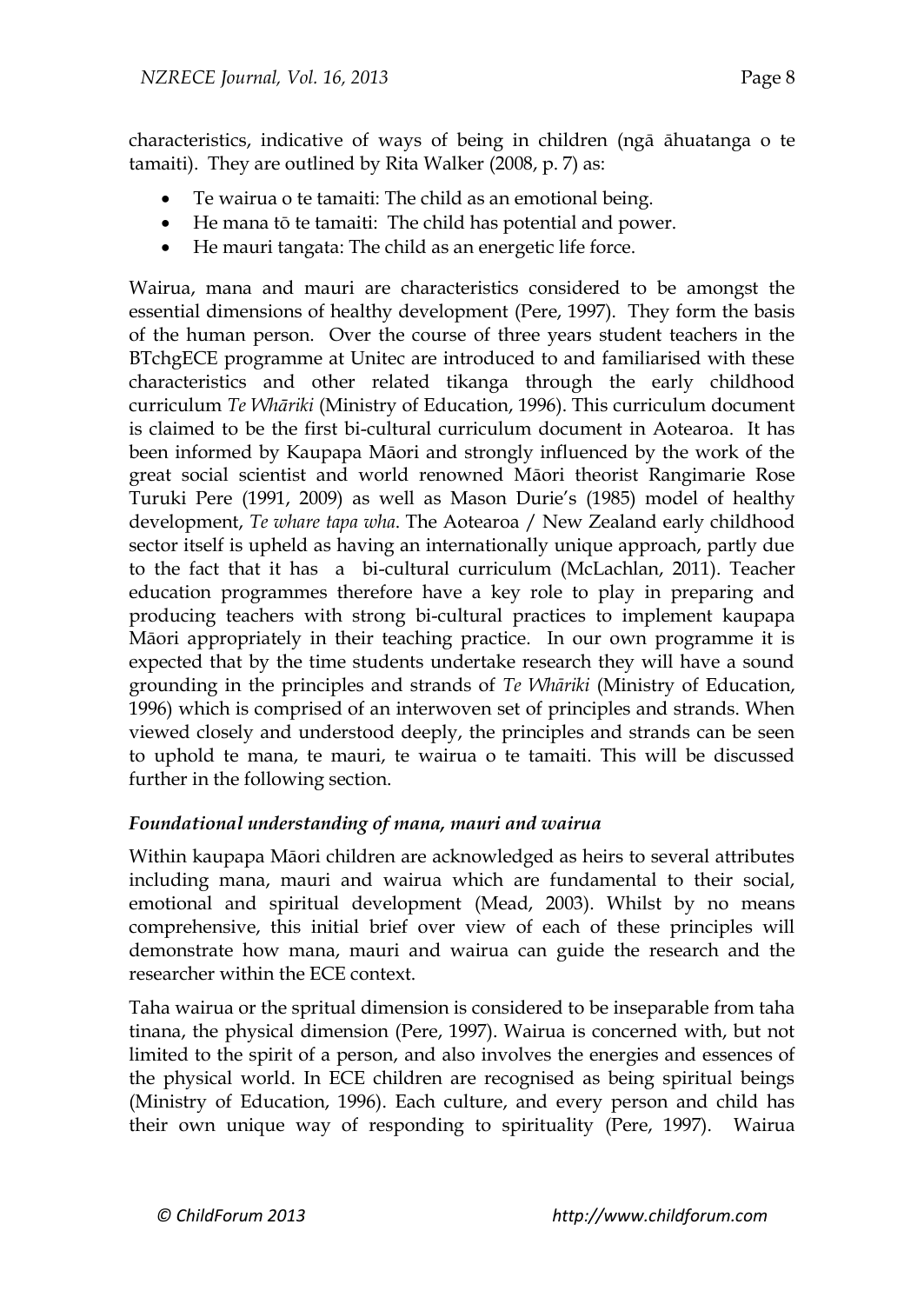characteristics, indicative of ways of being in children (ngā āhuatanga o te tamaiti). They are outlined by Rita Walker (2008, p. 7) as:

- Te wairua o te tamaiti: The child as an emotional being.
- He mana tō te tamaiti: The child has potential and power.
- He mauri tangata: The child as an energetic life force.

Wairua, mana and mauri are characteristics considered to be amongst the essential dimensions of healthy development (Pere, 1997). They form the basis of the human person. Over the course of three years student teachers in the BTchgECE programme at Unitec are introduced to and familiarised with these characteristics and other related tikanga through the early childhood curriculum *Te Whāriki* (Ministry of Education, 1996). This curriculum document is claimed to be the first bi-cultural curriculum document in Aotearoa. It has been informed by Kaupapa Māori and strongly influenced by the work of the great social scientist and world renowned Māori theorist Rangimarie Rose Turuki Pere (1991, 2009) as well as Mason Durie's (1985) model of healthy development, *Te whare tapa wha*. The Aotearoa / New Zealand early childhood sector itself is upheld as having an internationally unique approach, partly due to the fact that it has a bi-cultural curriculum (McLachlan, 2011). Teacher education programmes therefore have a key role to play in preparing and producing teachers with strong bi-cultural practices to implement kaupapa Māori appropriately in their teaching practice. In our own programme it is expected that by the time students undertake research they will have a sound grounding in the principles and strands of *Te Whāriki* (Ministry of Education, 1996) which is comprised of an interwoven set of principles and strands. When viewed closely and understood deeply, the principles and strands can be seen to uphold te mana, te mauri, te wairua o te tamaiti. This will be discussed further in the following section.

### *Foundational understanding of mana, mauri and wairua*

Within kaupapa Māori children are acknowledged as heirs to several attributes including mana, mauri and wairua which are fundamental to their social, emotional and spiritual development (Mead, 2003). Whilst by no means comprehensive, this initial brief over view of each of these principles will demonstrate how mana, mauri and wairua can guide the research and the researcher within the ECE context.

Taha wairua or the spritual dimension is considered to be inseparable from taha tinana, the physical dimension (Pere, 1997). Wairua is concerned with, but not limited to the spirit of a person, and also involves the energies and essences of the physical world. In ECE children are recognised as being spiritual beings (Ministry of Education, 1996). Each culture, and every person and child has their own unique way of responding to spirituality (Pere, 1997). Wairua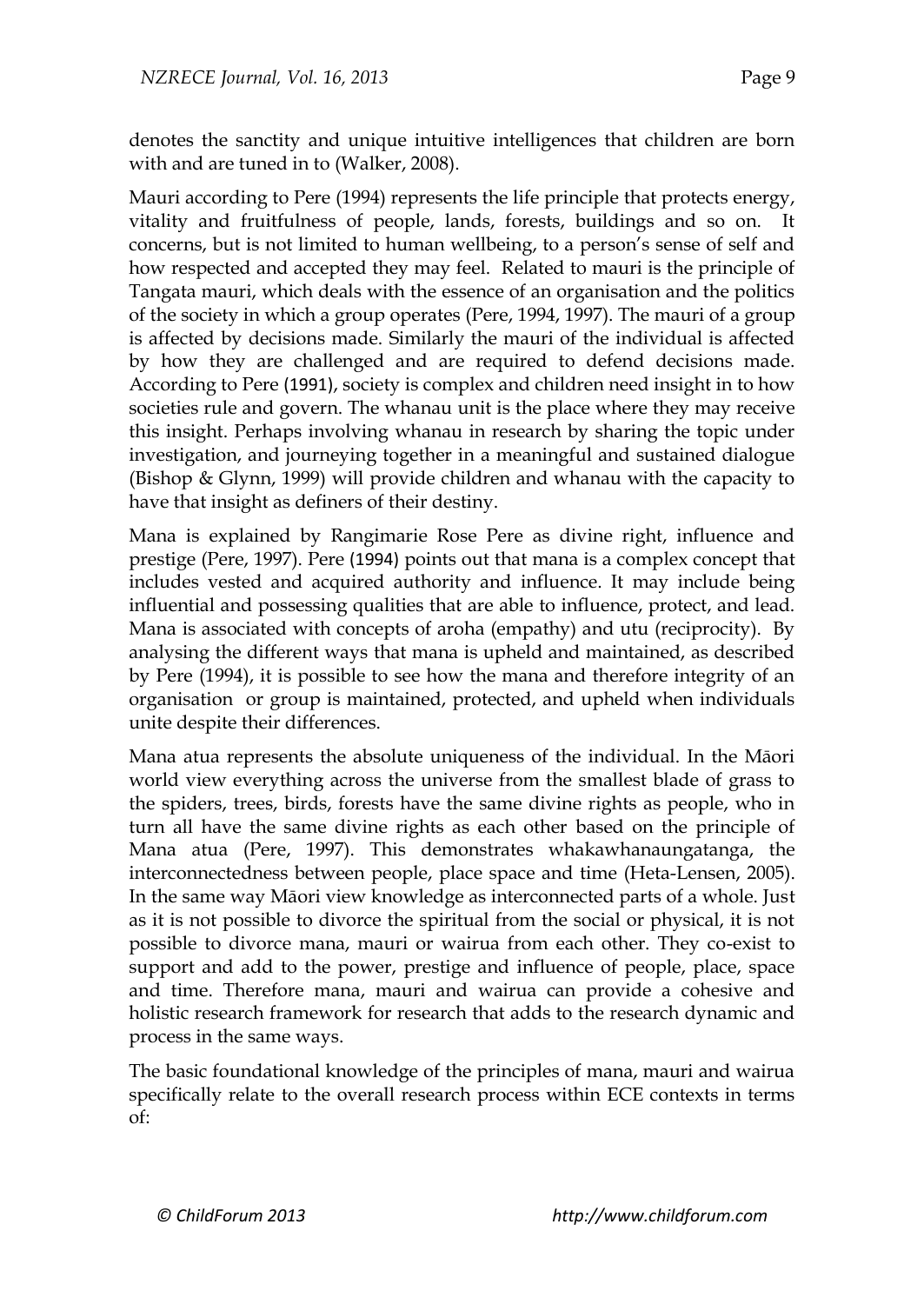denotes the sanctity and unique intuitive intelligences that children are born with and are tuned in to (Walker, 2008).

Mauri according to Pere (1994) represents the life principle that protects energy, vitality and fruitfulness of people, lands, forests, buildings and so on. It concerns, but is not limited to human wellbeing, to a person's sense of self and how respected and accepted they may feel. Related to mauri is the principle of Tangata mauri, which deals with the essence of an organisation and the politics of the society in which a group operates (Pere, 1994, 1997). The mauri of a group is affected by decisions made. Similarly the mauri of the individual is affected by how they are challenged and are required to defend decisions made. According to Pere (1991), society is complex and children need insight in to how societies rule and govern. The whanau unit is the place where they may receive this insight. Perhaps involving whanau in research by sharing the topic under investigation, and journeying together in a meaningful and sustained dialogue (Bishop & Glynn, 1999) will provide children and whanau with the capacity to have that insight as definers of their destiny.

Mana is explained by Rangimarie Rose Pere as divine right, influence and prestige (Pere, 1997). Pere (1994) points out that mana is a complex concept that includes vested and acquired authority and influence. It may include being influential and possessing qualities that are able to influence, protect, and lead. Mana is associated with concepts of aroha (empathy) and utu (reciprocity). By analysing the different ways that mana is upheld and maintained, as described by Pere (1994), it is possible to see how the mana and therefore integrity of an organisation or group is maintained, protected, and upheld when individuals unite despite their differences.

Mana atua represents the absolute uniqueness of the individual. In the Māori world view everything across the universe from the smallest blade of grass to the spiders, trees, birds, forests have the same divine rights as people, who in turn all have the same divine rights as each other based on the principle of Mana atua (Pere, 1997). This demonstrates whakawhanaungatanga, the interconnectedness between people, place space and time (Heta-Lensen, 2005). In the same way Māori view knowledge as interconnected parts of a whole. Just as it is not possible to divorce the spiritual from the social or physical, it is not possible to divorce mana, mauri or wairua from each other. They co-exist to support and add to the power, prestige and influence of people, place, space and time. Therefore mana, mauri and wairua can provide a cohesive and holistic research framework for research that adds to the research dynamic and process in the same ways.

The basic foundational knowledge of the principles of mana, mauri and wairua specifically relate to the overall research process within ECE contexts in terms of: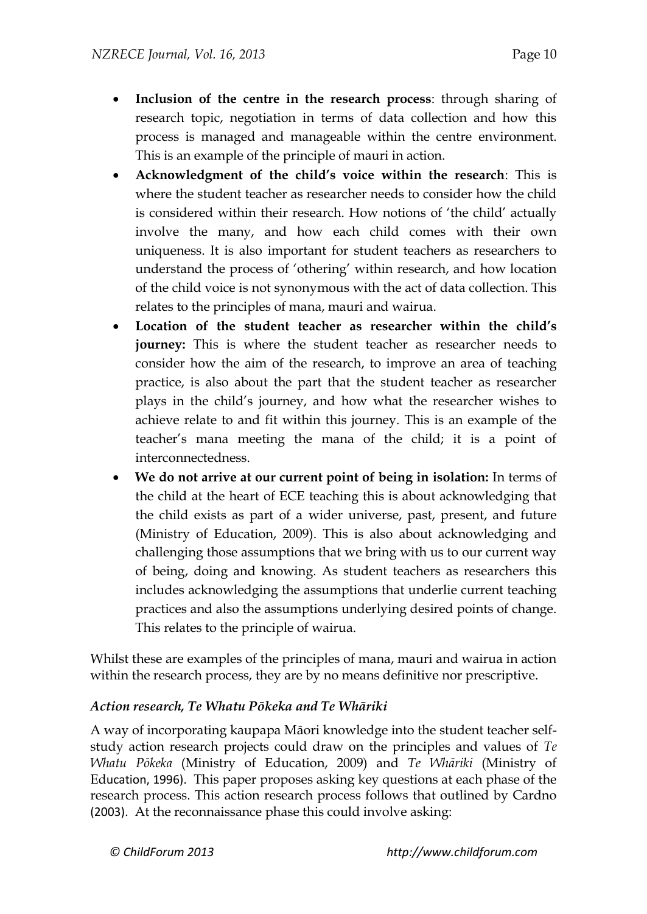- **Inclusion of the centre in the research process**: through sharing of research topic, negotiation in terms of data collection and how this process is managed and manageable within the centre environment. This is an example of the principle of mauri in action.
- **Acknowledgment of the child's voice within the research**: This is where the student teacher as researcher needs to consider how the child is considered within their research. How notions of 'the child' actually involve the many, and how each child comes with their own uniqueness. It is also important for student teachers as researchers to understand the process of 'othering' within research, and how location of the child voice is not synonymous with the act of data collection. This relates to the principles of mana, mauri and wairua.
- **Location of the student teacher as researcher within the child's journey:** This is where the student teacher as researcher needs to consider how the aim of the research, to improve an area of teaching practice, is also about the part that the student teacher as researcher plays in the child's journey, and how what the researcher wishes to achieve relate to and fit within this journey. This is an example of the teacher's mana meeting the mana of the child; it is a point of interconnectedness.
- **We do not arrive at our current point of being in isolation:** In terms of the child at the heart of ECE teaching this is about acknowledging that the child exists as part of a wider universe, past, present, and future (Ministry of Education, 2009). This is also about acknowledging and challenging those assumptions that we bring with us to our current way of being, doing and knowing. As student teachers as researchers this includes acknowledging the assumptions that underlie current teaching practices and also the assumptions underlying desired points of change. This relates to the principle of wairua.

Whilst these are examples of the principles of mana, mauri and wairua in action within the research process, they are by no means definitive nor prescriptive.

### *Action research, Te Whatu Pōkeka and Te Whāriki*

A way of incorporating kaupapa Māori knowledge into the student teacher self-study action research projects could draw on the principles and values of *Te Whatu Pōkeka* (Ministry of Education, 2009) and *Te Whāriki* (Ministry of Education, 1996). This paper proposes asking key questions at each phase of the research process. This action research process follows that outlined by Cardno (2003). At the reconnaissance phase this could involve asking: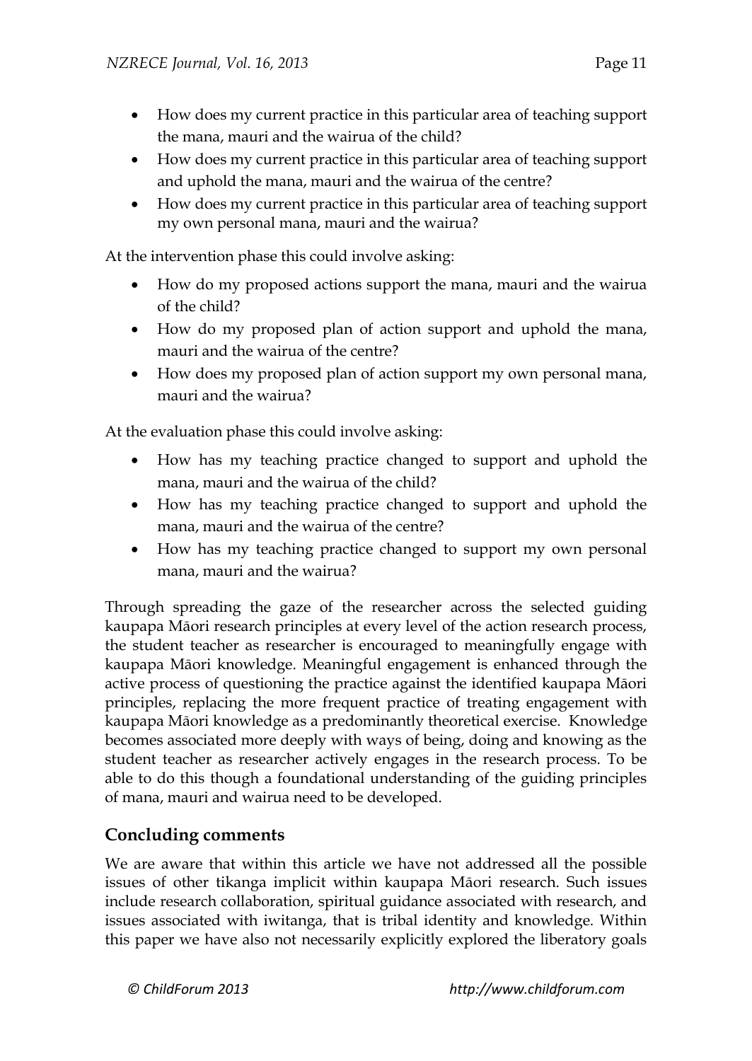- How does my current practice in this particular area of teaching support the mana, mauri and the wairua of the child?
- How does my current practice in this particular area of teaching support and uphold the mana, mauri and the wairua of the centre?
- How does my current practice in this particular area of teaching support my own personal mana, mauri and the wairua?

At the intervention phase this could involve asking:

- How do my proposed actions support the mana, mauri and the wairua of the child?
- How do my proposed plan of action support and uphold the mana, mauri and the wairua of the centre?
- How does my proposed plan of action support my own personal mana, mauri and the wairua?

At the evaluation phase this could involve asking:

- How has my teaching practice changed to support and uphold the mana, mauri and the wairua of the child?
- How has my teaching practice changed to support and uphold the mana, mauri and the wairua of the centre?
- How has my teaching practice changed to support my own personal mana, mauri and the wairua?

Through spreading the gaze of the researcher across the selected guiding kaupapa Māori research principles at every level of the action research process, the student teacher as researcher is encouraged to meaningfully engage with kaupapa Māori knowledge. Meaningful engagement is enhanced through the active process of questioning the practice against the identified kaupapa Māori principles, replacing the more frequent practice of treating engagement with kaupapa Māori knowledge as a predominantly theoretical exercise. Knowledge becomes associated more deeply with ways of being, doing and knowing as the student teacher as researcher actively engages in the research process. To be able to do this though a foundational understanding of the guiding principles of mana, mauri and wairua need to be developed.

## Concluding comments

We are aware that within this article we have not addressed all the possible issues of other tikanga implicit within kaupapa Māori research. Such issues include research collaboration, spiritual guidance associated with research, and issues associated with iwitanga, that is tribal identity and knowledge. Within this paper we have also not necessarily explicitly explored the liberatory goals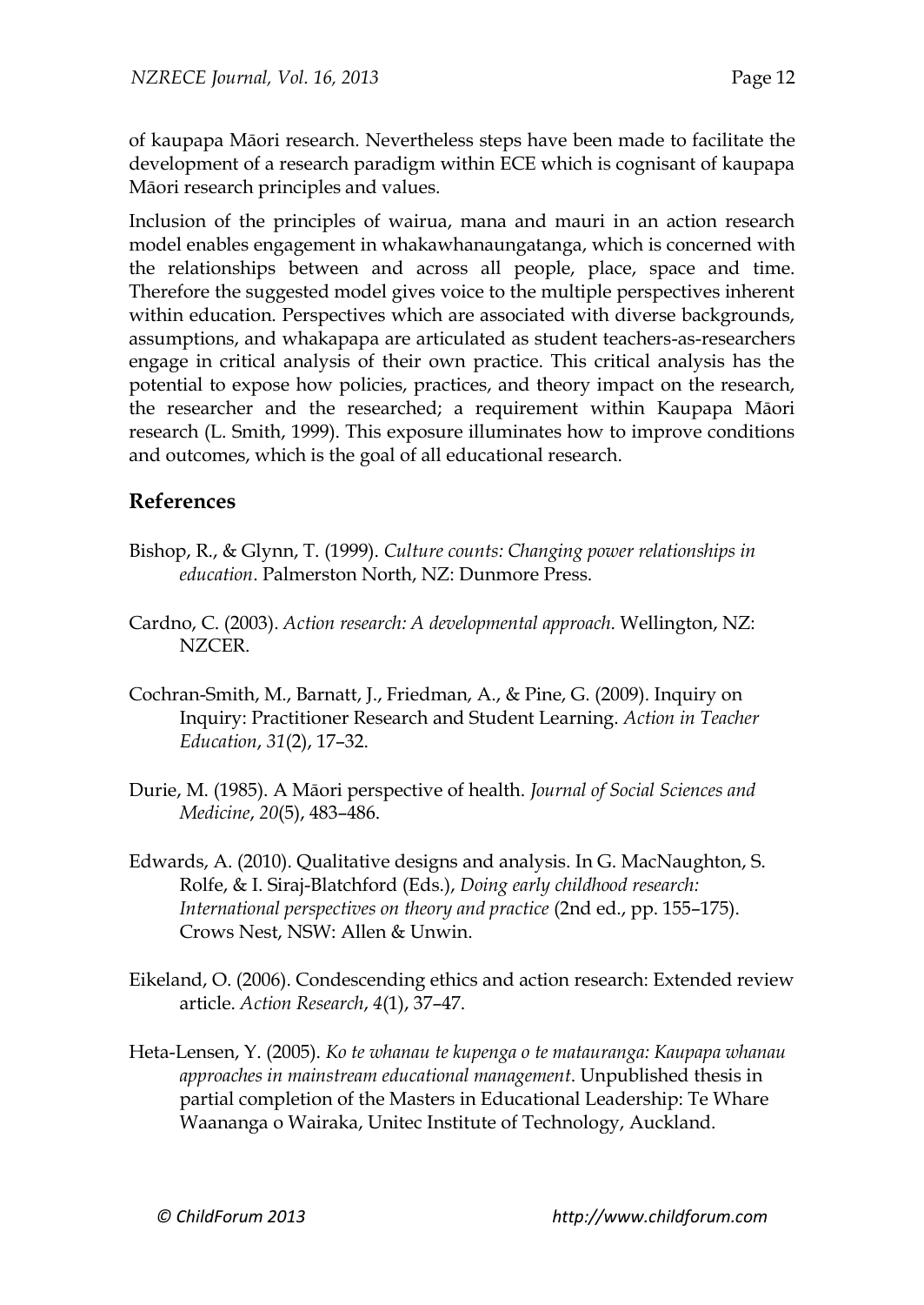of kaupapa Māori research. Nevertheless steps have been made to facilitate the development of a research paradigm within ECE which is cognisant of kaupapa Māori research principles and values.

Inclusion of the principles of wairua, mana and mauri in an action research model enables engagement in whakawhanaungatanga, which is concerned with the relationships between and across all people, place, space and time. Therefore the suggested model gives voice to the multiple perspectives inherent within education. Perspectives which are associated with diverse backgrounds, assumptions, and whakapapa are articulated as student teachers-as-researchers engage in critical analysis of their own practice. This critical analysis has the potential to expose how policies, practices, and theory impact on the research, the researcher and the researched; a requirement within Kaupapa Māori research (L. Smith, 1999). This exposure illuminates how to improve conditions and outcomes, which is the goal of all educational research.

## References

Bishop, R., & Glynn, T. (1999). *Culture counts: Changing power relationships in education*. Palmerston North, NZ: Dunmore Press.

Cardno, C. (2003). *Action research: A developmental approach*. Wellington, NZ: NZCER.

Cochran-Smith, M., Barnatt, J., Friedman, A., & Pine, G. (2009). Inquiry on Inquiry: Practitioner Research and Student Learning. *Action in Teacher Education*, *31*(2), 17–32.

Durie, M. (1985). A Māori perspective of health. *Journal of Social Sciences and Medicine*, *20*(5), 483–486.

Edwards, A. (2010). Qualitative designs and analysis. In G. MacNaughton, S. Rolfe, & I. Siraj-Blatchford (Eds.), *Doing early childhood research: International perspectives on theory and practice* (2nd ed., pp. 155–175). Crows Nest, NSW: Allen & Unwin.

Eikeland, O. (2006). Condescending ethics and action research: Extended review article. *Action Research*, *4*(1), 37–47.

Heta-Lensen, Y. (2005). *Ko te whanau te kupenga o te matauranga: Kaupapa whanau approaches in mainstream educational management*. Unpublished thesis in partial completion of the Masters in Educational Leadership: Te Whare Waananga o Wairaka, Unitec Institute of Technology, Auckland.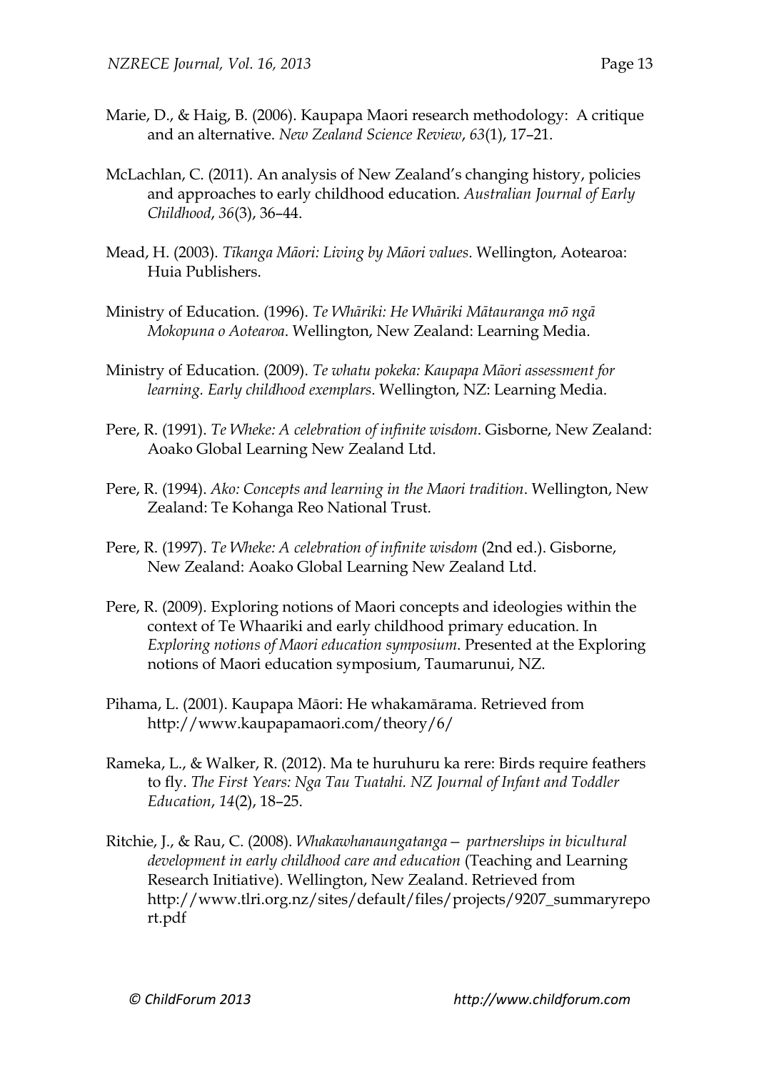Marie, D., & Haig, B. (2006). Kaupapa Maori research methodology: A critique and an alternative. *New Zealand Science Review*, *63*(1), 17–21.

McLachlan, C. (2011). An analysis of New Zealand's changing history, policies and approaches to early childhood education. *Australian Journal of Early Childhood*, *36*(3), 36–44.

Mead, H. (2003). *Tīkanga Māori: Living by Māori values*. Wellington, Aotearoa: Huia Publishers.

Ministry of Education. (1996). *Te Whāriki: He Whāriki Mātauranga mō ngā Mokopuna o Aotearoa*. Wellington, New Zealand: Learning Media.

Ministry of Education. (2009). *Te whatu pokeka: Kaupapa Māori assessment for learning. Early childhood exemplars*. Wellington, NZ: Learning Media.

Pere, R. (1991). *Te Wheke: A celebration of infinite wisdom*. Gisborne, New Zealand: Aoako Global Learning New Zealand Ltd.

Pere, R. (1994). *Ako: Concepts and learning in the Maori tradition*. Wellington, New Zealand: Te Kohanga Reo National Trust.

Pere, R. (1997). *Te Wheke: A celebration of infinite wisdom* (2nd ed.). Gisborne, New Zealand: Aoako Global Learning New Zealand Ltd.

Pere, R. (2009). Exploring notions of Maori concepts and ideologies within the context of Te Whaariki and early childhood primary education. In *Exploring notions of Maori education symposium*. Presented at the Exploring notions of Maori education symposium, Taumarunui, NZ.

Pihama, L. (2001). Kaupapa Māori: He whakamārama. Retrieved from http://www.kaupapamaori.com/theory/6/

Rameka, L., & Walker, R. (2012). Ma te huruhuru ka rere: Birds require feathers to fly. *The First Years: Nga Tau Tuatahi. NZ Journal of Infant and Toddler Education*, *14*(2), 18–25.

Ritchie, J., & Rau, C. (2008). *Whakawhanaungatanga — partnerships in bicultural development in early childhood care and education* (Teaching and Learning Research Initiative). Wellington, New Zealand. Retrieved from http://www.tlri.org.nz/sites/default/files/projects/9207_summaryreport.pdf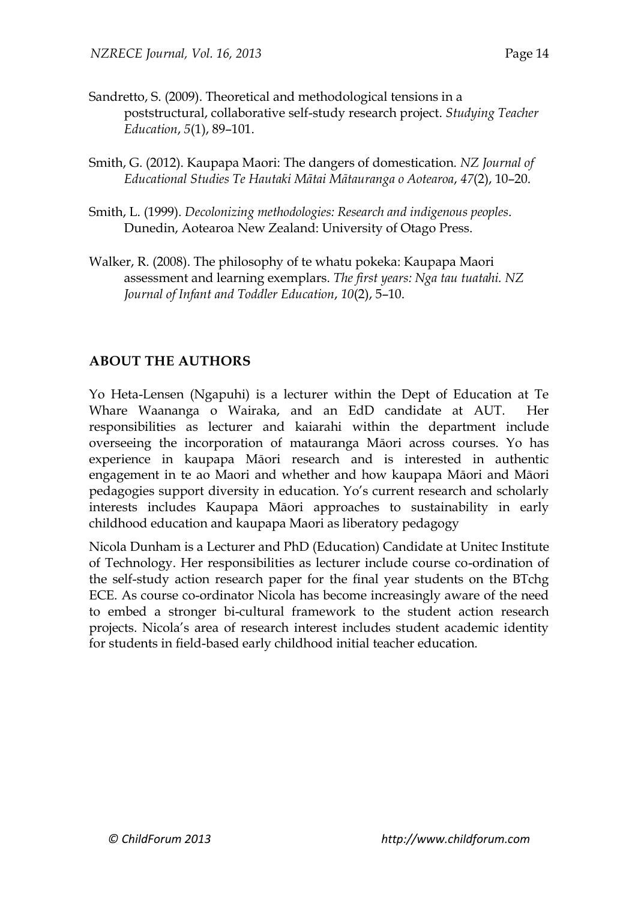Sandretto, S. (2009). Theoretical and methodological tensions in a poststructural, collaborative self-study research project. *Studying Teacher Education*, *5*(1), 89–101.

Smith, G. (2012). Kaupapa Maori: The dangers of domestication. *NZ Journal of Educational Studies Te Hautaki Mātai Mātauranga o Aotearoa*, *47*(2), 10–20.

Smith, L. (1999). *Decolonizing methodologies: Research and indigenous peoples*. Dunedin, Aotearoa New Zealand: University of Otago Press.

Walker, R. (2008). The philosophy of te whatu pokeka: Kaupapa Maori assessment and learning exemplars. *The first years: Nga tau tuatahi. NZ Journal of Infant and Toddler Education*, *10*(2), 5–10.

## ABOUT THE AUTHORS

Yo Heta-Lensen (Ngapuhi) is a lecturer within the Dept of Education at Te Whare Waananga o Wairaka, and an EdD candidate at AUT. Her responsibilities as lecturer and kaiarahi within the department include overseeing the incorporation of matauranga Māori across courses. Yo has experience in kaupapa Māori research and is interested in authentic engagement in te ao Maori and whether and how kaupapa Māori and Māori pedagogies support diversity in education. Yo's current research and scholarly interests includes Kaupapa Māori approaches to sustainability in early childhood education and kaupapa Maori as liberatory pedagogy

Nicola Dunham is a Lecturer and PhD (Education) Candidate at Unitec Institute of Technology. Her responsibilities as lecturer include course co-ordination of the self-study action research paper for the final year students on the BTchg ECE. As course co-ordinator Nicola has become increasingly aware of the need to embed a stronger bi-cultural framework to the student action research projects. Nicola's area of research interest includes student academic identity for students in field-based early childhood initial teacher education.